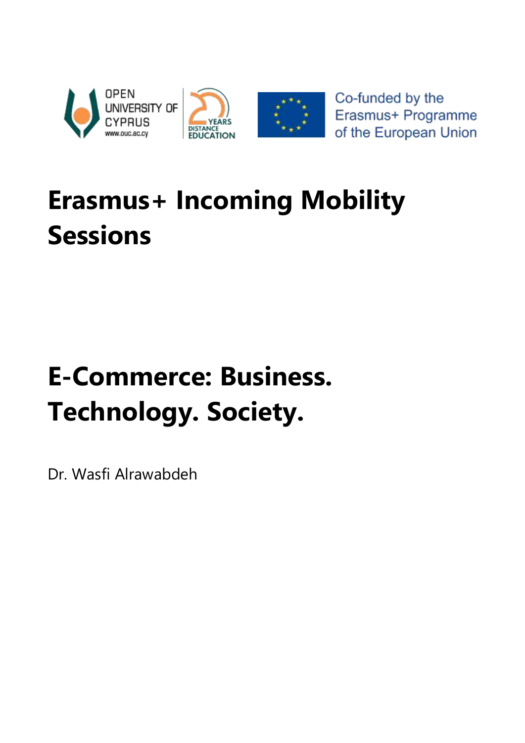OPEN UNIVERSITY OF CYPRUS
www.ouc.ac.cy

20 YEARS DISTANCE EDUCATION

Co-funded by the Erasmus+ Programme of the European Union

# Erasmus+ Incoming Mobility Sessions

# E-Commerce: Business. Technology. Society.

Dr. Wasfi Alrawabdeh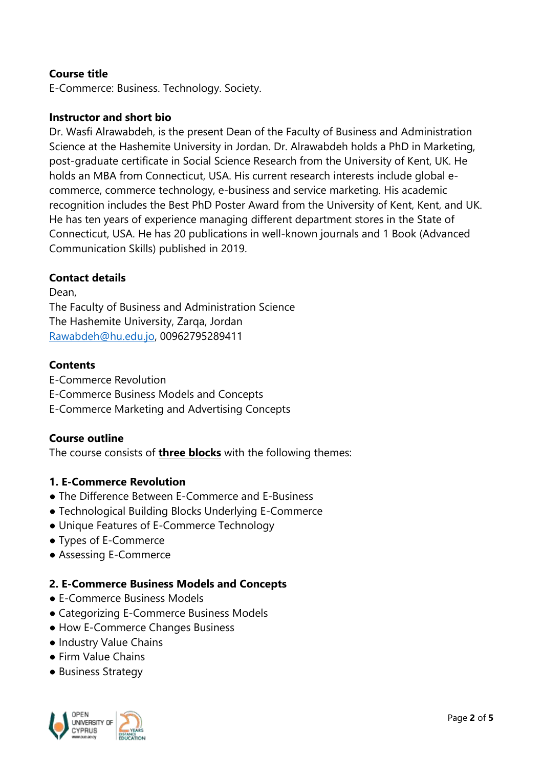**Course title**

E-Commerce: Business. Technology. Society.

**Instructor and short bio**

Dr. Wasfi Alrawabdeh, is the present Dean of the Faculty of Business and Administration Science at the Hashemite University in Jordan. Dr. Alrawabdeh holds a PhD in Marketing, post-graduate certificate in Social Science Research from the University of Kent, UK. He holds an MBA from Connecticut, USA. His current research interests include global e-commerce, commerce technology, e-business and service marketing. His academic recognition includes the Best PhD Poster Award from the University of Kent, Kent, and UK. He has ten years of experience managing different department stores in the State of Connecticut, USA. He has 20 publications in well-known journals and 1 Book (Advanced Communication Skills) published in 2019.

**Contact details**

Dean,
The Faculty of Business and Administration Science
The Hashemite University, Zarqa, Jordan
Rawabdeh@hu.edu.jo, 00962795289411

**Contents**

E-Commerce Revolution
E-Commerce Business Models and Concepts
E-Commerce Marketing and Advertising Concepts

**Course outline**

The course consists of **three blocks** with the following themes:

**1. E-Commerce Revolution**

- The Difference Between E-Commerce and E-Business
- Technological Building Blocks Underlying E-Commerce
- Unique Features of E-Commerce Technology
- Types of E-Commerce
- Assessing E-Commerce

**2. E-Commerce Business Models and Concepts**

- E-Commerce Business Models
- Categorizing E-Commerce Business Models
- How E-Commerce Changes Business
- Industry Value Chains
- Firm Value Chains
- Business Strategy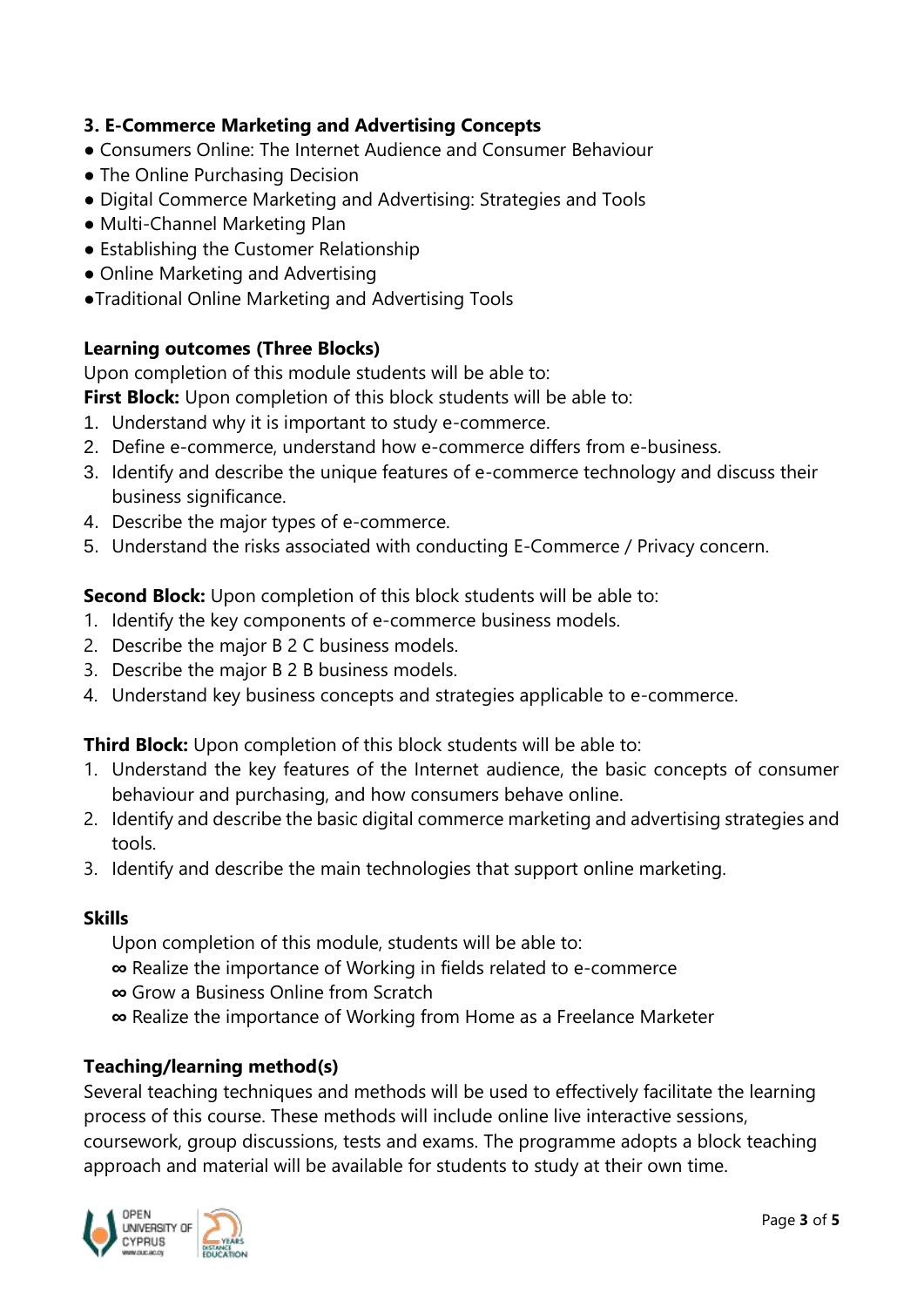### 3. E-Commerce Marketing and Advertising Concepts

- Consumers Online: The Internet Audience and Consumer Behaviour
- The Online Purchasing Decision
- Digital Commerce Marketing and Advertising: Strategies and Tools
- Multi-Channel Marketing Plan
- Establishing the Customer Relationship
- Online Marketing and Advertising
- Traditional Online Marketing and Advertising Tools

**Learning outcomes (Three Blocks)**

Upon completion of this module students will be able to:

**First Block:** Upon completion of this block students will be able to:

1. Understand why it is important to study e-commerce.
2. Define e-commerce, understand how e-commerce differs from e-business.
3. Identify and describe the unique features of e-commerce technology and discuss their business significance.
4. Describe the major types of e-commerce.
5. Understand the risks associated with conducting E-Commerce / Privacy concern.

**Second Block:** Upon completion of this block students will be able to:

1. Identify the key components of e-commerce business models.
2. Describe the major B 2 C business models.
3. Describe the major B 2 B business models.
4. Understand key business concepts and strategies applicable to e-commerce.

**Third Block:** Upon completion of this block students will be able to:

1. Understand the key features of the Internet audience, the basic concepts of consumer behaviour and purchasing, and how consumers behave online.
2. Identify and describe the basic digital commerce marketing and advertising strategies and tools.
3. Identify and describe the main technologies that support online marketing.

**Skills**

Upon completion of this module, students will be able to:

- ∞ Realize the importance of Working in fields related to e-commerce
- ∞ Grow a Business Online from Scratch
- ∞ Realize the importance of Working from Home as a Freelance Marketer

**Teaching/learning method(s)**

Several teaching techniques and methods will be used to effectively facilitate the learning process of this course. These methods will include online live interactive sessions, coursework, group discussions, tests and exams. The programme adopts a block teaching approach and material will be available for students to study at their own time.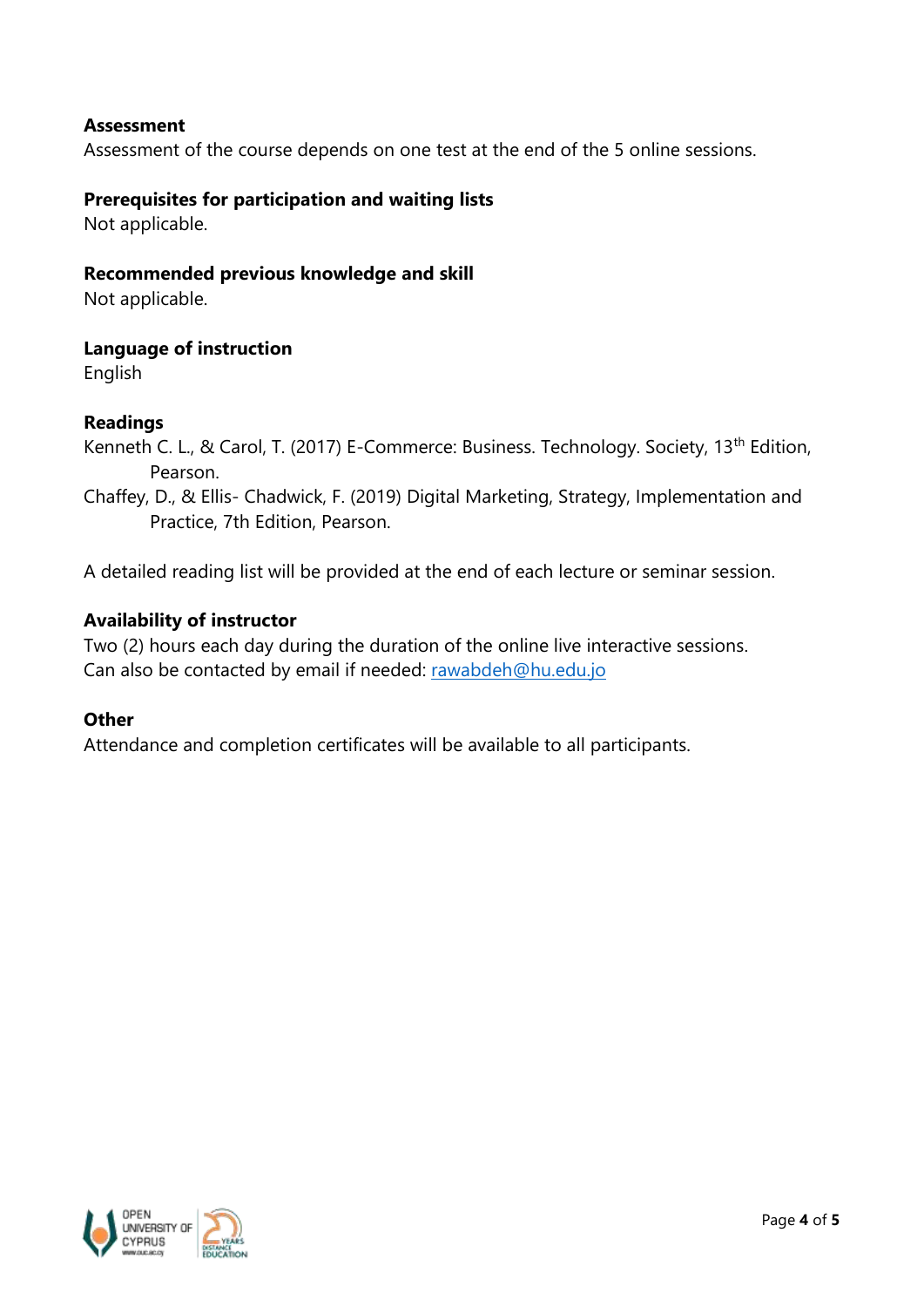**Assessment**

Assessment of the course depends on one test at the end of the 5 online sessions.

**Prerequisites for participation and waiting lists**

Not applicable.

**Recommended previous knowledge and skill**

Not applicable.

**Language of instruction**

English

**Readings**

Kenneth C. L., & Carol, T. (2017) E-Commerce: Business. Technology. Society, 13th Edition, Pearson.

Chaffey, D., & Ellis- Chadwick, F. (2019) Digital Marketing, Strategy, Implementation and Practice, 7th Edition, Pearson.

A detailed reading list will be provided at the end of each lecture or seminar session.

**Availability of instructor**

Two (2) hours each day during the duration of the online live interactive sessions.
Can also be contacted by email if needed: rawabdeh@hu.edu.jo

**Other**

Attendance and completion certificates will be available to all participants.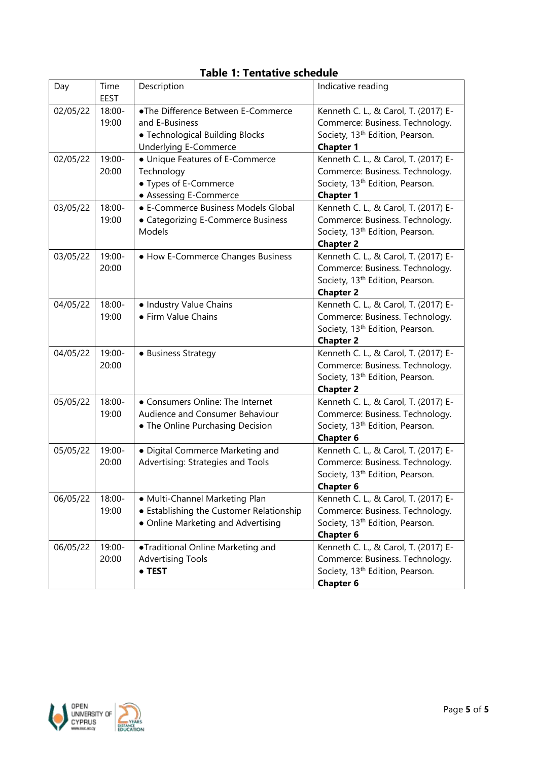**Table 1: Tentative schedule**

| Day | Time EEST | Description | Indicative reading |
|---|---|---|---|
| 02/05/22 | 18:00-19:00 | •The Difference Between E-Commerce and E-Business<br>• Technological Building Blocks Underlying E-Commerce | Kenneth C. L., & Carol, T. (2017) E-Commerce: Business. Technology. Society, 13th Edition, Pearson. **Chapter 1** |
| 02/05/22 | 19:00-20:00 | • Unique Features of E-Commerce Technology<br>• Types of E-Commerce<br>• Assessing E-Commerce | Kenneth C. L., & Carol, T. (2017) E-Commerce: Business. Technology. Society, 13th Edition, Pearson. **Chapter 1** |
| 03/05/22 | 18:00-19:00 | • E-Commerce Business Models Global<br>• Categorizing E-Commerce Business Models | Kenneth C. L., & Carol, T. (2017) E-Commerce: Business. Technology. Society, 13th Edition, Pearson. **Chapter 2** |
| 03/05/22 | 19:00-20:00 | • How E-Commerce Changes Business | Kenneth C. L., & Carol, T. (2017) E-Commerce: Business. Technology. Society, 13th Edition, Pearson. **Chapter 2** |
| 04/05/22 | 18:00-19:00 | • Industry Value Chains<br>• Firm Value Chains | Kenneth C. L., & Carol, T. (2017) E-Commerce: Business. Technology. Society, 13th Edition, Pearson. **Chapter 2** |
| 04/05/22 | 19:00-20:00 | • Business Strategy | Kenneth C. L., & Carol, T. (2017) E-Commerce: Business. Technology. Society, 13th Edition, Pearson. **Chapter 2** |
| 05/05/22 | 18:00-19:00 | • Consumers Online: The Internet Audience and Consumer Behaviour<br>• The Online Purchasing Decision | Kenneth C. L., & Carol, T. (2017) E-Commerce: Business. Technology. Society, 13th Edition, Pearson. **Chapter 6** |
| 05/05/22 | 19:00-20:00 | • Digital Commerce Marketing and Advertising: Strategies and Tools | Kenneth C. L., & Carol, T. (2017) E-Commerce: Business. Technology. Society, 13th Edition, Pearson. **Chapter 6** |
| 06/05/22 | 18:00-19:00 | • Multi-Channel Marketing Plan<br>• Establishing the Customer Relationship<br>• Online Marketing and Advertising | Kenneth C. L., & Carol, T. (2017) E-Commerce: Business. Technology. Society, 13th Edition, Pearson. **Chapter 6** |
| 06/05/22 | 19:00-20:00 | •Traditional Online Marketing and Advertising Tools<br>• **TEST** | Kenneth C. L., & Carol, T. (2017) E-Commerce: Business. Technology. Society, 13th Edition, Pearson. **Chapter 6** |